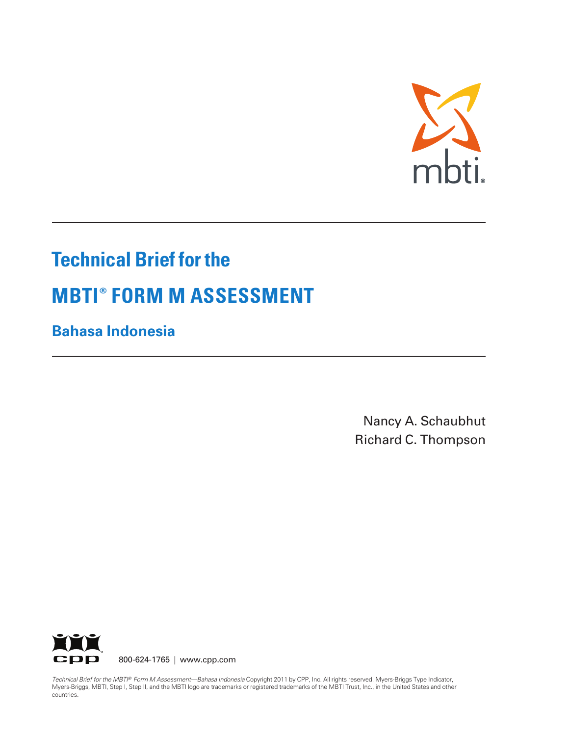# Technical Brief for the

# MBTI® FORM M ASSESSMENT

## Bahasa Indonesia

Nancy A. Schaubhut
Richard C. Thompson

800-624-1765 | www.cpp.com

*Technical Brief for the MBTI® Form M Assessment—Bahasa Indonesia* Copyright 2011 by CPP, Inc. All rights reserved. Myers-Briggs Type Indicator, Myers-Briggs, MBTI, Step I, Step II, and the MBTI logo are trademarks or registered trademarks of the MBTI Trust, Inc., in the United States and other countries.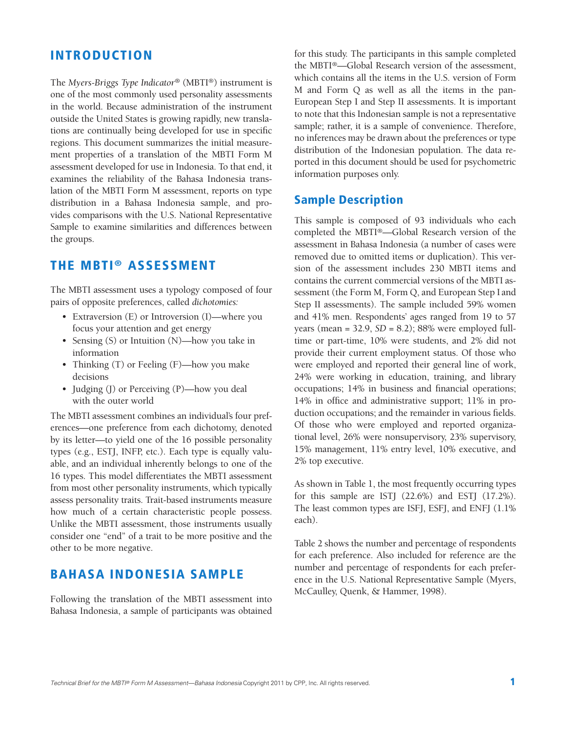## INTRODUCTION

The *Myers-Briggs Type Indicator*® (MBTI®) instrument is one of the most commonly used personality assessments in the world. Because administration of the instrument outside the United States is growing rapidly, new translations are continually being developed for use in specific regions. This document summarizes the initial measurement properties of a translation of the MBTI Form M assessment developed for use in Indonesia. To that end, it examines the reliability of the Bahasa Indonesia translation of the MBTI Form M assessment, reports on type distribution in a Bahasa Indonesia sample, and provides comparisons with the U.S. National Representative Sample to examine similarities and differences between the groups.

## THE MBTI® ASSESSMENT

The MBTI assessment uses a typology composed of four pairs of opposite preferences, called *dichotomies:*

- Extraversion (E) or Introversion (I)—where you focus your attention and get energy
- Sensing (S) or Intuition (N)—how you take in information
- Thinking (T) or Feeling (F)—how you make decisions
- Judging (J) or Perceiving (P)—how you deal with the outer world

The MBTI assessment combines an individual's four preferences—one preference from each dichotomy, denoted by its letter—to yield one of the 16 possible personality types (e.g., ESTJ, INFP, etc.). Each type is equally valuable, and an individual inherently belongs to one of the 16 types. This model differentiates the MBTI assessment from most other personality instruments, which typically assess personality traits. Trait-based instruments measure how much of a certain characteristic people possess. Unlike the MBTI assessment, those instruments usually consider one "end" of a trait to be more positive and the other to be more negative.

## BAHASA INDONESIA SAMPLE

Following the translation of the MBTI assessment into Bahasa Indonesia, a sample of participants was obtained for this study. The participants in this sample completed the MBTI®—Global Research version of the assessment, which contains all the items in the U.S. version of Form M and Form Q as well as all the items in the pan-European Step I and Step II assessments. It is important to note that this Indonesian sample is not a representative sample; rather, it is a sample of convenience. Therefore, no inferences may be drawn about the preferences or type distribution of the Indonesian population. The data reported in this document should be used for psychometric information purposes only.

### Sample Description

This sample is composed of 93 individuals who each completed the MBTI®—Global Research version of the assessment in Bahasa Indonesia (a number of cases were removed due to omitted items or duplication). This version of the assessment includes 230 MBTI items and contains the current commercial versions of the MBTI assessment (the Form M, Form Q, and European Step I and Step II assessments). The sample included 59% women and 41% men. Respondents' ages ranged from 19 to 57 years (mean = 32.9, *SD* = 8.2); 88% were employed full-time or part-time, 10% were students, and 2% did not provide their current employment status. Of those who were employed and reported their general line of work, 24% were working in education, training, and library occupations; 14% in business and financial operations; 14% in office and administrative support; 11% in production occupations; and the remainder in various fields. Of those who were employed and reported organizational level, 26% were nonsupervisory, 23% supervisory, 15% management, 11% entry level, 10% executive, and 2% top executive.

As shown in Table 1, the most frequently occurring types for this sample are ISTJ (22.6%) and ESTJ (17.2%). The least common types are ISFJ, ESFJ, and ENFJ (1.1% each).

Table 2 shows the number and percentage of respondents for each preference. Also included for reference are the number and percentage of respondents for each preference in the U.S. National Representative Sample (Myers, McCaulley, Quenk, & Hammer, 1998).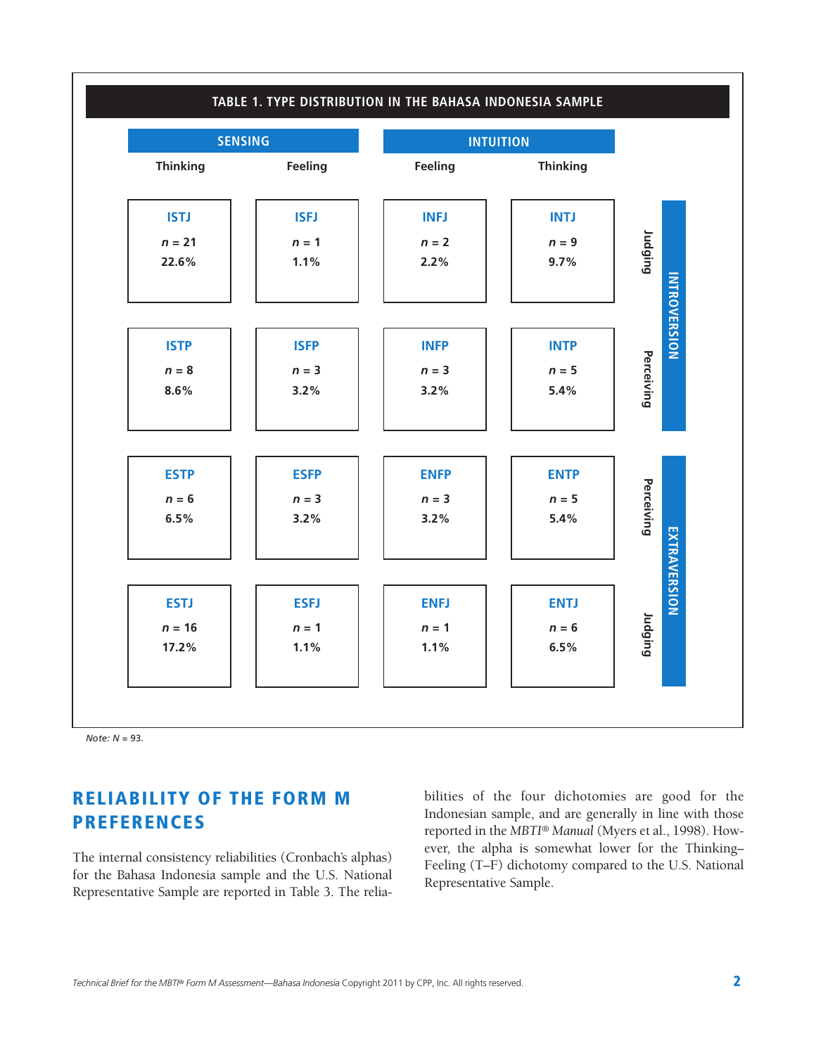**TABLE 1. TYPE DISTRIBUTION IN THE BAHASA INDONESIA SAMPLE**

| | Sensing | | Intuition | | | |
|---|---|---|---|---|---|---|
| | Thinking | Feeling | Feeling | Thinking | | |
| | ISTJ $n$ = 21 22.6% | ISFJ $n$ = 1 1.1% | INFJ $n$ = 2 2.2% | INTJ $n$ = 9 9.7% | Judging | Introversion |
| | ISTP $n$ = 8 8.6% | ISFP $n$ = 3 3.2% | INFP $n$ = 3 3.2% | INTP $n$ = 5 5.4% | Perceiving | Introversion |
| | ESTP $n$ = 6 6.5% | ESFP $n$ = 3 3.2% | ENFP $n$ = 3 3.2% | ENTP $n$ = 5 5.4% | Perceiving | Extraversion |
| | ESTJ $n$ = 16 17.2% | ESFJ $n$ = 1 1.1% | ENFJ $n$ = 1 1.1% | ENTJ $n$ = 6 6.5% | Judging | Extraversion |

*Note:* $N$ = 93.

## RELIABILITY OF THE FORM M PREFERENCES

The internal consistency reliabilities (Cronbach's alphas) for the Bahasa Indonesia sample and the U.S. National Representative Sample are reported in Table 3. The reliabilities of the four dichotomies are good for the Indonesian sample, and are generally in line with those reported in the *MBTI® Manual* (Myers et al., 1998). However, the alpha is somewhat lower for the Thinking–Feeling (T–F) dichotomy compared to the U.S. National Representative Sample.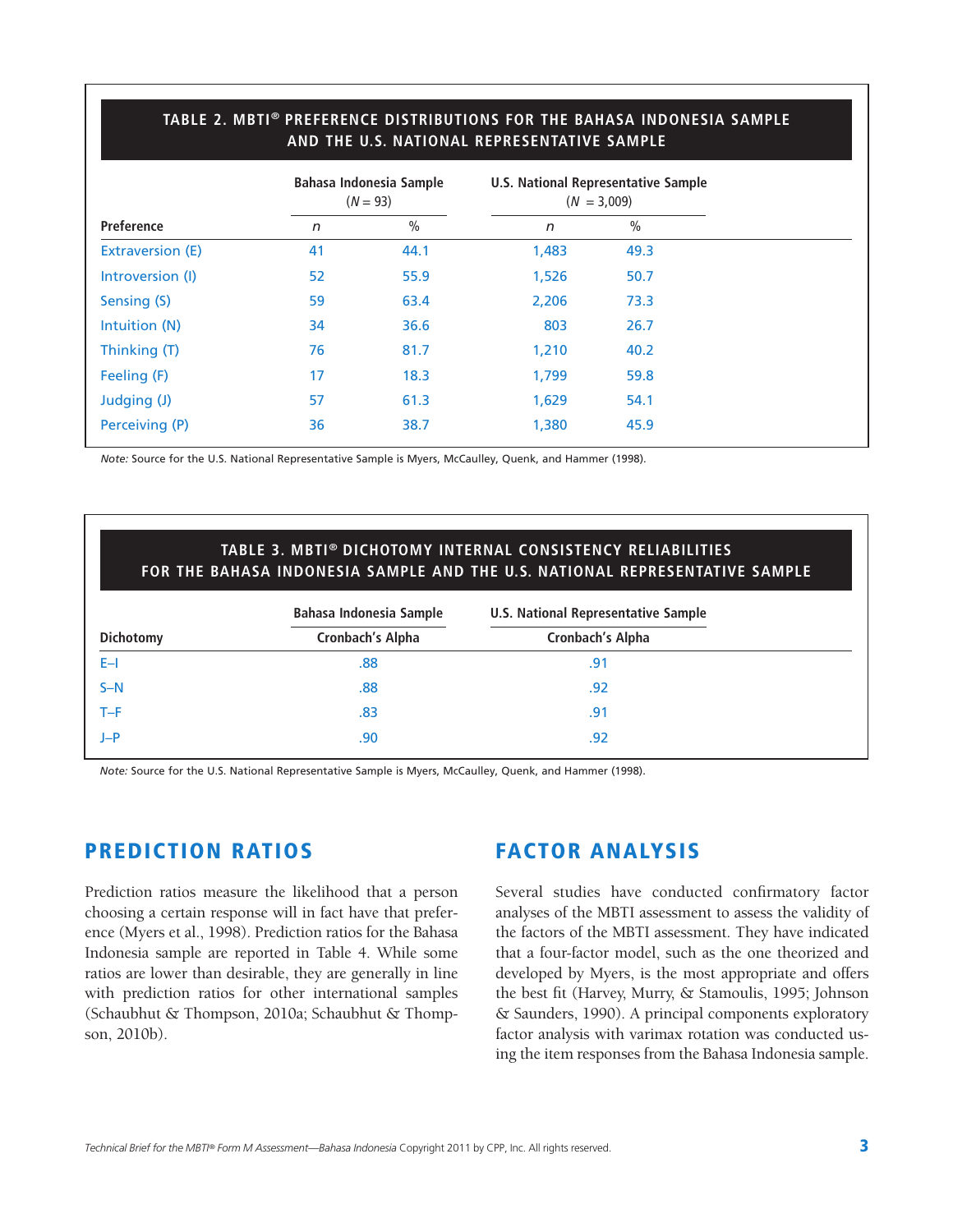**TABLE 2. MBTI® PREFERENCE DISTRIBUTIONS FOR THE BAHASA INDONESIA SAMPLE AND THE U.S. NATIONAL REPRESENTATIVE SAMPLE**

| Preference | Bahasa Indonesia Sample ($N$ = 93) | | U.S. National Representative Sample ($N$ = 3,009) | |
|---|---|---|---|---|
| | $n$ | % | $n$ | % |
| Extraversion (E) | 41 | 44.1 | 1,483 | 49.3 |
| Introversion (I) | 52 | 55.9 | 1,526 | 50.7 |
| Sensing (S) | 59 | 63.4 | 2,206 | 73.3 |
| Intuition (N) | 34 | 36.6 | 803 | 26.7 |
| Thinking (T) | 76 | 81.7 | 1,210 | 40.2 |
| Feeling (F) | 17 | 18.3 | 1,799 | 59.8 |
| Judging (J) | 57 | 61.3 | 1,629 | 54.1 |
| Perceiving (P) | 36 | 38.7 | 1,380 | 45.9 |

*Note:* Source for the U.S. National Representative Sample is Myers, McCaulley, Quenk, and Hammer (1998).

**TABLE 3. MBTI® DICHOTOMY INTERNAL CONSISTENCY RELIABILITIES FOR THE BAHASA INDONESIA SAMPLE AND THE U.S. NATIONAL REPRESENTATIVE SAMPLE**

| Dichotomy | Bahasa Indonesia Sample Cronbach's Alpha | U.S. National Representative Sample Cronbach's Alpha |
|---|---|---|
| E–I | .88 | .91 |
| S–N | .88 | .92 |
| T–F | .83 | .91 |
| J–P | .90 | .92 |

*Note:* Source for the U.S. National Representative Sample is Myers, McCaulley, Quenk, and Hammer (1998).

## PREDICTION RATIOS

Prediction ratios measure the likelihood that a person choosing a certain response will in fact have that preference (Myers et al., 1998). Prediction ratios for the Bahasa Indonesia sample are reported in Table 4. While some ratios are lower than desirable, they are generally in line with prediction ratios for other international samples (Schaubhut & Thompson, 2010a; Schaubhut & Thompson, 2010b).

## FACTOR ANALYSIS

Several studies have conducted confirmatory factor analyses of the MBTI assessment to assess the validity of the factors of the MBTI assessment. They have indicated that a four-factor model, such as the one theorized and developed by Myers, is the most appropriate and offers the best fit (Harvey, Murry, & Stamoulis, 1995; Johnson & Saunders, 1990). A principal components exploratory factor analysis with varimax rotation was conducted using the item responses from the Bahasa Indonesia sample.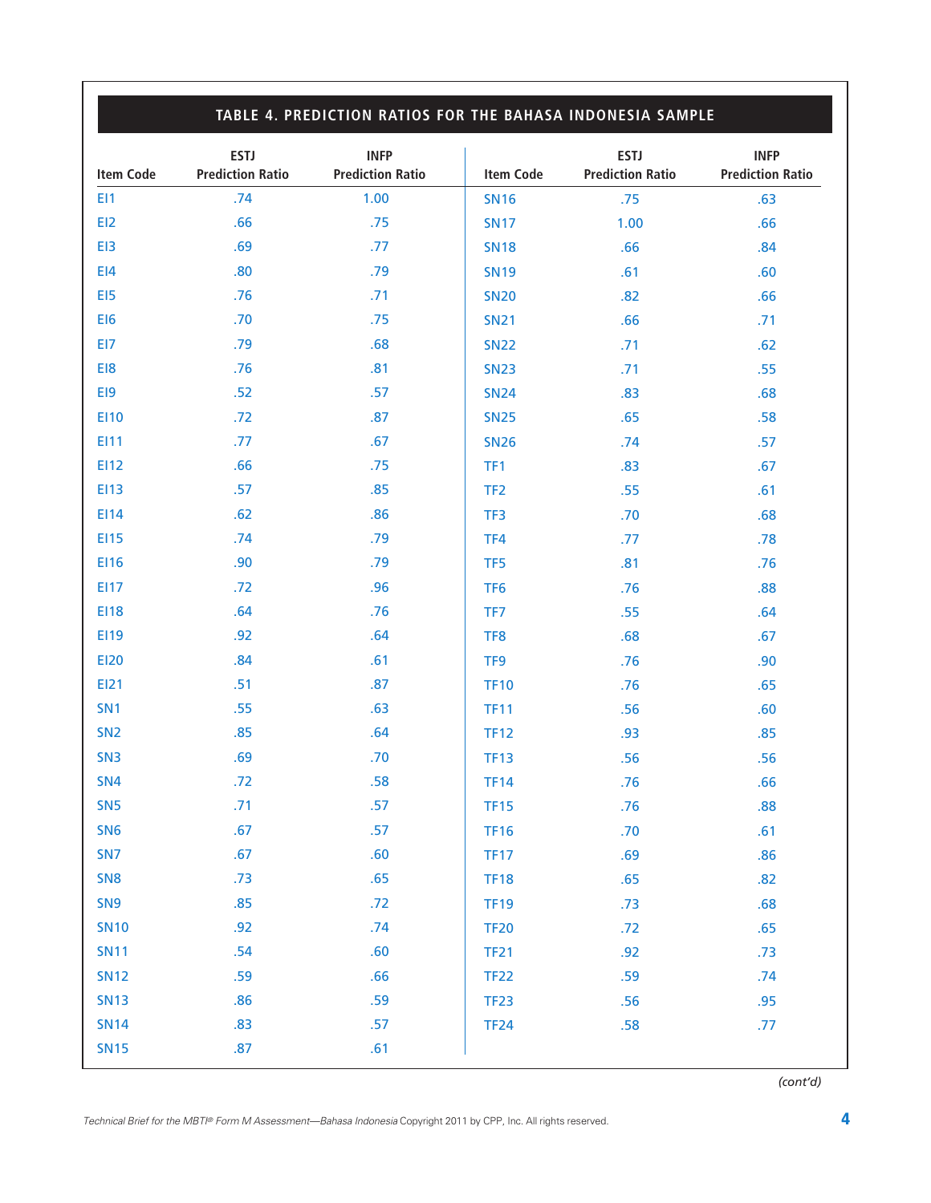## TABLE 4. PREDICTION RATIOS FOR THE BAHASA INDONESIA SAMPLE

| Item Code | ESTJ Prediction Ratio | INFP Prediction Ratio | Item Code | ESTJ Prediction Ratio | INFP Prediction Ratio |
|---|---|---|---|---|---|
| EI1 | .74 | 1.00 | SN16 | .75 | .63 |
| EI2 | .66 | .75 | SN17 | 1.00 | .66 |
| EI3 | .69 | .77 | SN18 | .66 | .84 |
| EI4 | .80 | .79 | SN19 | .61 | .60 |
| EI5 | .76 | .71 | SN20 | .82 | .66 |
| EI6 | .70 | .75 | SN21 | .66 | .71 |
| EI7 | .79 | .68 | SN22 | .71 | .62 |
| EI8 | .76 | .81 | SN23 | .71 | .55 |
| EI9 | .52 | .57 | SN24 | .83 | .68 |
| EI10 | .72 | .87 | SN25 | .65 | .58 |
| EI11 | .77 | .67 | SN26 | .74 | .57 |
| EI12 | .66 | .75 | TF1 | .83 | .67 |
| EI13 | .57 | .85 | TF2 | .55 | .61 |
| EI14 | .62 | .86 | TF3 | .70 | .68 |
| EI15 | .74 | .79 | TF4 | .77 | .78 |
| EI16 | .90 | .79 | TF5 | .81 | .76 |
| EI17 | .72 | .96 | TF6 | .76 | .88 |
| EI18 | .64 | .76 | TF7 | .55 | .64 |
| EI19 | .92 | .64 | TF8 | .68 | .67 |
| EI20 | .84 | .61 | TF9 | .76 | .90 |
| EI21 | .51 | .87 | TF10 | .76 | .65 |
| SN1 | .55 | .63 | TF11 | .56 | .60 |
| SN2 | .85 | .64 | TF12 | .93 | .85 |
| SN3 | .69 | .70 | TF13 | .56 | .56 |
| SN4 | .72 | .58 | TF14 | .76 | .66 |
| SN5 | .71 | .57 | TF15 | .76 | .88 |
| SN6 | .67 | .57 | TF16 | .70 | .61 |
| SN7 | .67 | .60 | TF17 | .69 | .86 |
| SN8 | .73 | .65 | TF18 | .65 | .82 |
| SN9 | .85 | .72 | TF19 | .73 | .68 |
| SN10 | .92 | .74 | TF20 | .72 | .65 |
| SN11 | .54 | .60 | TF21 | .92 | .73 |
| SN12 | .59 | .66 | TF22 | .59 | .74 |
| SN13 | .86 | .59 | TF23 | .56 | .95 |
| SN14 | .83 | .57 | TF24 | .58 | .77 |
| SN15 | .87 | .61 | | | |

*(cont'd)*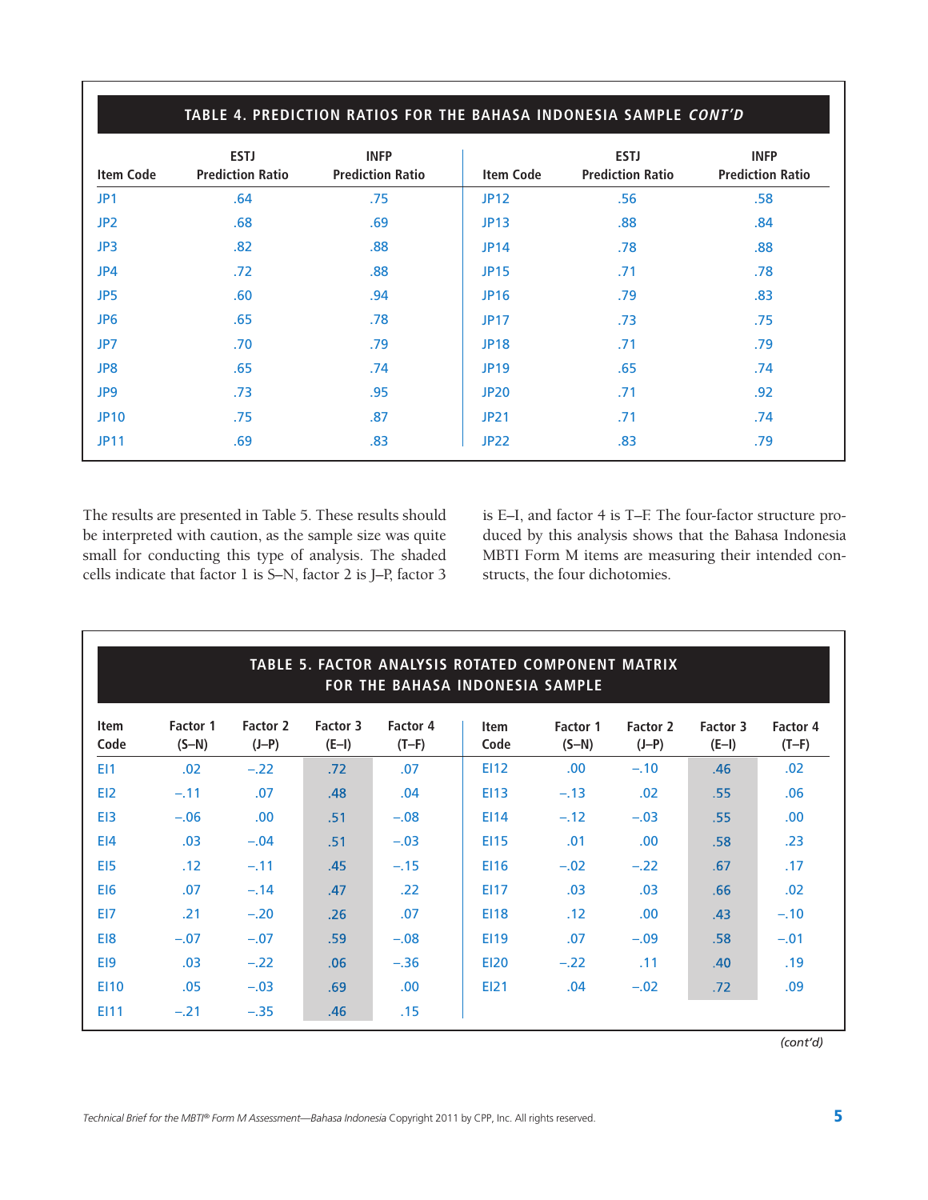**TABLE 4. PREDICTION RATIOS FOR THE BAHASA INDONESIA SAMPLE *CONT'D***

| Item Code | ESTJ Prediction Ratio | INFP Prediction Ratio | Item Code | ESTJ Prediction Ratio | INFP Prediction Ratio |
|---|---|---|---|---|---|
| JP1 | .64 | .75 | JP12 | .56 | .58 |
| JP2 | .68 | .69 | JP13 | .88 | .84 |
| JP3 | .82 | .88 | JP14 | .78 | .88 |
| JP4 | .72 | .88 | JP15 | .71 | .78 |
| JP5 | .60 | .94 | JP16 | .79 | .83 |
| JP6 | .65 | .78 | JP17 | .73 | .75 |
| JP7 | .70 | .79 | JP18 | .71 | .79 |
| JP8 | .65 | .74 | JP19 | .65 | .74 |
| JP9 | .73 | .95 | JP20 | .71 | .92 |
| JP10 | .75 | .87 | JP21 | .71 | .74 |
| JP11 | .69 | .83 | JP22 | .83 | .79 |

The results are presented in Table 5. These results should be interpreted with caution, as the sample size was quite small for conducting this type of analysis. The shaded cells indicate that factor 1 is S–N, factor 2 is J–P, factor 3 is E–I, and factor 4 is T–F. The four-factor structure produced by this analysis shows that the Bahasa Indonesia MBTI Form M items are measuring their intended constructs, the four dichotomies.

**TABLE 5. FACTOR ANALYSIS ROTATED COMPONENT MATRIX FOR THE BAHASA INDONESIA SAMPLE**

| Item Code | Factor 1 (S–N) | Factor 2 (J–P) | Factor 3 (E–I) | Factor 4 (T–F) | Item Code | Factor 1 (S–N) | Factor 2 (J–P) | Factor 3 (E–I) | Factor 4 (T–F) |
|---|---|---|---|---|---|---|---|---|---|
| EI1 | .02 | –.22 | .72 | .07 | EI12 | .00 | –.10 | .46 | .02 |
| EI2 | –.11 | .07 | .48 | .04 | EI13 | –.13 | .02 | .55 | .06 |
| EI3 | –.06 | .00 | .51 | –.08 | EI14 | –.12 | –.03 | .55 | .00 |
| EI4 | .03 | –.04 | .51 | –.03 | EI15 | .01 | .00 | .58 | .23 |
| EI5 | .12 | –.11 | .45 | –.15 | EI16 | –.02 | –.22 | .67 | .17 |
| EI6 | .07 | –.14 | .47 | .22 | EI17 | .03 | .03 | .66 | .02 |
| EI7 | .21 | –.20 | .26 | .07 | EI18 | .12 | .00 | .43 | –.10 |
| EI8 | –.07 | –.07 | .59 | –.08 | EI19 | .07 | –.09 | .58 | –.01 |
| EI9 | .03 | –.22 | .06 | –.36 | EI20 | –.22 | .11 | .40 | .19 |
| EI10 | .05 | –.03 | .69 | .00 | EI21 | .04 | –.02 | .72 | .09 |
| EI11 | –.21 | –.35 | .46 | .15 | | | | | |

*(cont'd)*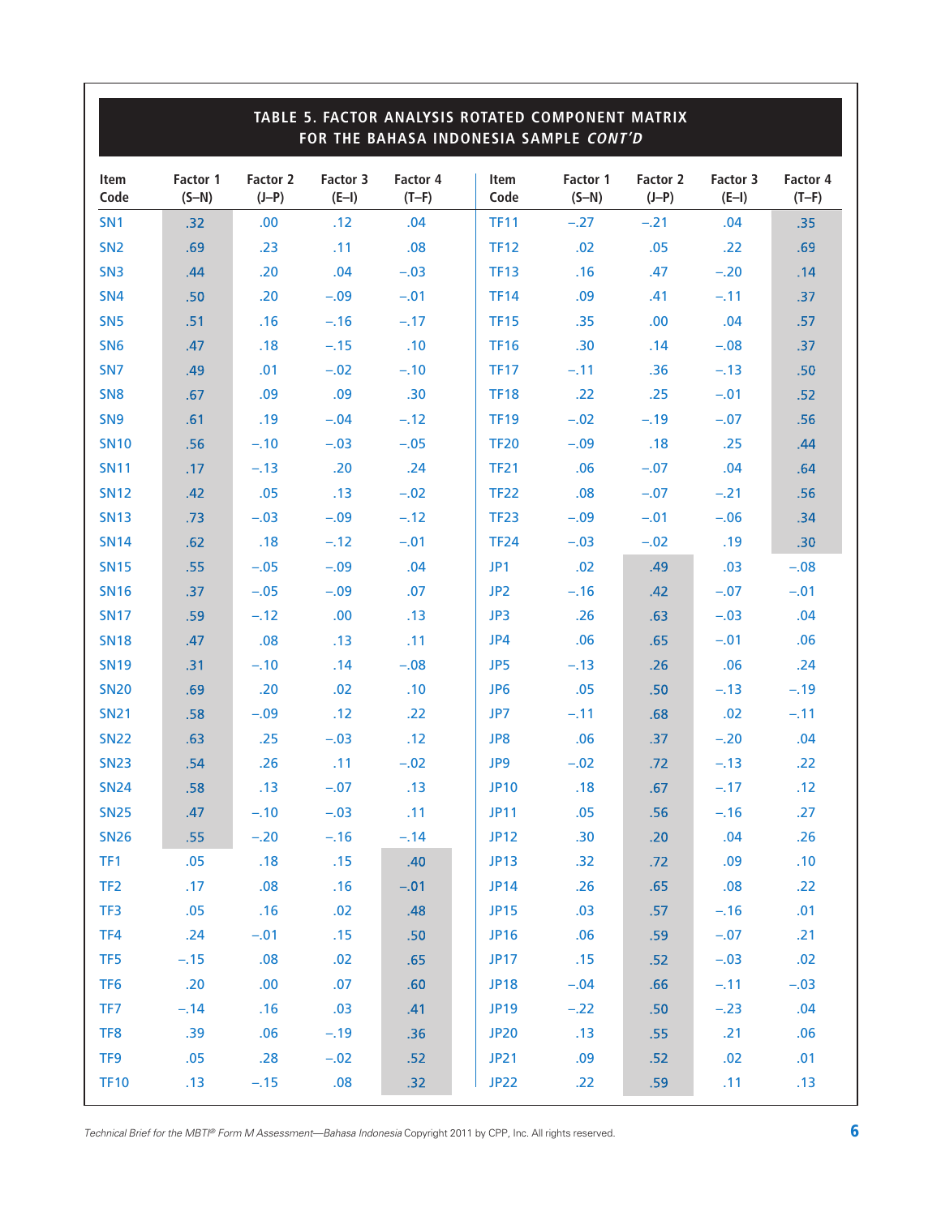# TABLE 5. FACTOR ANALYSIS ROTATED COMPONENT MATRIX FOR THE BAHASA INDONESIA SAMPLE *CONT'D*

| Item Code | Factor 1 (S–N) | Factor 2 (J–P) | Factor 3 (E–I) | Factor 4 (T–F) |
|---|---|---|---|---|
| SN1 | .32 | .00 | .12 | .04 |
| SN2 | .69 | .23 | .11 | .08 |
| SN3 | .44 | .20 | .04 | –.03 |
| SN4 | .50 | .20 | –.09 | –.01 |
| SN5 | .51 | .16 | –.16 | –.17 |
| SN6 | .47 | .18 | –.15 | .10 |
| SN7 | .49 | .01 | –.02 | –.10 |
| SN8 | .67 | .09 | .09 | .30 |
| SN9 | .61 | .19 | –.04 | –.12 |
| SN10 | .56 | –.10 | –.03 | –.05 |
| SN11 | .17 | –.13 | .20 | .24 |
| SN12 | .42 | .05 | .13 | –.02 |
| SN13 | .73 | –.03 | –.09 | –.12 |
| SN14 | .62 | .18 | –.12 | –.01 |
| SN15 | .55 | –.05 | –.09 | .04 |
| SN16 | .37 | –.05 | –.09 | .07 |
| SN17 | .59 | –.12 | .00 | .13 |
| SN18 | .47 | .08 | .13 | .11 |
| SN19 | .31 | –.10 | .14 | –.08 |
| SN20 | .69 | .20 | .02 | .10 |
| SN21 | .58 | –.09 | .12 | .22 |
| SN22 | .63 | .25 | –.03 | .12 |
| SN23 | .54 | .26 | .11 | –.02 |
| SN24 | .58 | .13 | –.07 | .13 |
| SN25 | .47 | –.10 | –.03 | .11 |
| SN26 | .55 | –.20 | –.16 | –.14 |
| TF1 | .05 | .18 | .15 | .40 |
| TF2 | .17 | .08 | .16 | –.01 |
| TF3 | .05 | .16 | .02 | .48 |
| TF4 | .24 | –.01 | .15 | .50 |
| TF5 | –.15 | .08 | .02 | .65 |
| TF6 | .20 | .00 | .07 | .60 |
| TF7 | –.14 | .16 | .03 | .41 |
| TF8 | .39 | .06 | –.19 | .36 |
| TF9 | .05 | .28 | –.02 | .52 |
| TF10 | .13 | –.15 | .08 | .32 |
| TF11 | –.27 | –.21 | .04 | .35 |
| TF12 | .02 | .05 | .22 | .69 |
| TF13 | .16 | .47 | –.20 | .14 |
| TF14 | .09 | .41 | –.11 | .37 |
| TF15 | .35 | .00 | .04 | .57 |
| TF16 | .30 | .14 | –.08 | .37 |
| TF17 | –.11 | .36 | –.13 | .50 |
| TF18 | .22 | .25 | –.01 | .52 |
| TF19 | –.02 | –.19 | –.07 | .56 |
| TF20 | –.09 | .18 | .25 | .44 |
| TF21 | .06 | –.07 | .04 | .64 |
| TF22 | .08 | –.07 | –.21 | .56 |
| TF23 | –.09 | –.01 | –.06 | .34 |
| TF24 | –.03 | –.02 | .19 | .30 |
| JP1 | .02 | .49 | .03 | –.08 |
| JP2 | –.16 | .42 | –.07 | –.01 |
| JP3 | .26 | .63 | –.03 | .04 |
| JP4 | .06 | .65 | –.01 | .06 |
| JP5 | –.13 | .26 | .06 | .24 |
| JP6 | .05 | .50 | –.13 | –.19 |
| JP7 | –.11 | .68 | .02 | –.11 |
| JP8 | .06 | .37 | –.20 | .04 |
| JP9 | –.02 | .72 | –.13 | .22 |
| JP10 | .18 | .67 | –.17 | .12 |
| JP11 | .05 | .56 | –.16 | .27 |
| JP12 | .30 | .20 | .04 | .26 |
| JP13 | .32 | .72 | .09 | .10 |
| JP14 | .26 | .65 | .08 | .22 |
| JP15 | .03 | .57 | –.16 | .01 |
| JP16 | .06 | .59 | –.07 | .21 |
| JP17 | .15 | .52 | –.03 | .02 |
| JP18 | –.04 | .66 | –.11 | –.03 |
| JP19 | –.22 | .50 | –.23 | .04 |
| JP20 | .13 | .55 | .21 | .06 |
| JP21 | .09 | .52 | .02 | .01 |
| JP22 | .22 | .59 | .11 | .13 |

*Technical Brief for the MBTI® Form M Assessment—Bahasa Indonesia* Copyright 2011 by CPP, Inc. All rights reserved.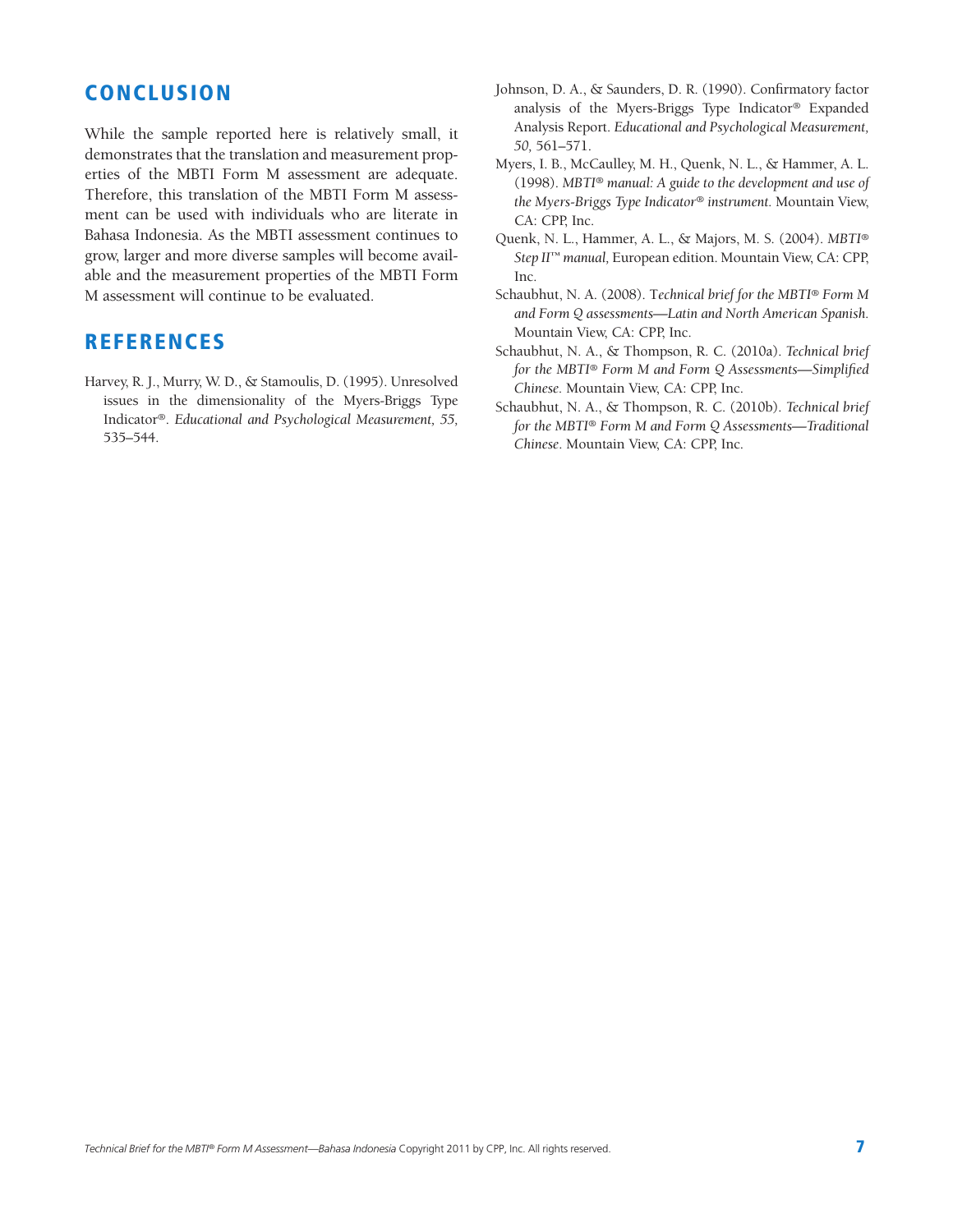## CONCLUSION

While the sample reported here is relatively small, it demonstrates that the translation and measurement properties of the MBTI Form M assessment are adequate. Therefore, this translation of the MBTI Form M assessment can be used with individuals who are literate in Bahasa Indonesia. As the MBTI assessment continues to grow, larger and more diverse samples will become available and the measurement properties of the MBTI Form M assessment will continue to be evaluated.

## REFERENCES

Harvey, R. J., Murry, W. D., & Stamoulis, D. (1995). Unresolved issues in the dimensionality of the Myers-Briggs Type Indicator®. *Educational and Psychological Measurement, 55,* 535–544.

Johnson, D. A., & Saunders, D. R. (1990). Confirmatory factor analysis of the Myers-Briggs Type Indicator® Expanded Analysis Report. *Educational and Psychological Measurement, 50,* 561–571.

Myers, I. B., McCaulley, M. H., Quenk, N. L., & Hammer, A. L. (1998). *MBTI® manual: A guide to the development and use of the Myers-Briggs Type Indicator® instrument.* Mountain View, CA: CPP, Inc.

Quenk, N. L., Hammer, A. L., & Majors, M. S. (2004). *MBTI® Step II™ manual,* European edition. Mountain View, CA: CPP, Inc.

Schaubhut, N. A. (2008). *Technical brief for the MBTI® Form M and Form Q assessments—Latin and North American Spanish.* Mountain View, CA: CPP, Inc.

Schaubhut, N. A., & Thompson, R. C. (2010a). *Technical brief for the MBTI® Form M and Form Q Assessments—Simplified Chinese*. Mountain View, CA: CPP, Inc.

Schaubhut, N. A., & Thompson, R. C. (2010b). *Technical brief for the MBTI® Form M and Form Q Assessments—Traditional Chinese*. Mountain View, CA: CPP, Inc.